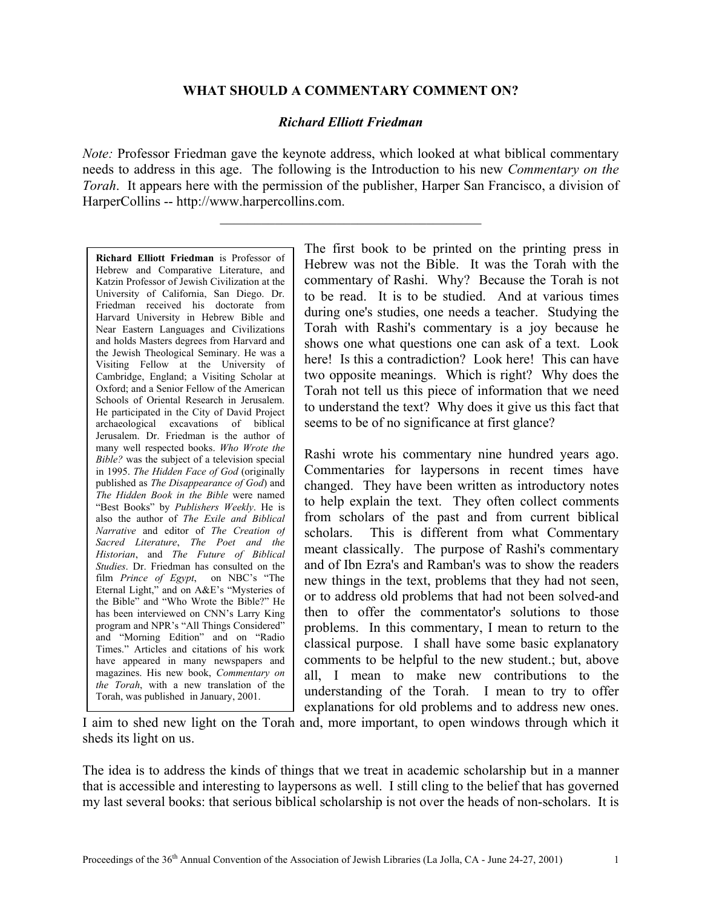# WHAT SHOULD A COMMENTARY COMMENT ON?

***Richard Elliott Friedman***

*Note:* Professor Friedman gave the keynote address, which looked at what biblical commentary needs to address in this age. The following is the Introduction to his new *Commentary on the Torah*. It appears here with the permission of the publisher, Harper San Francisco, a division of HarperCollins -- http://www.harpercollins.com.

---

**Richard Elliott Friedman** is Professor of Hebrew and Comparative Literature, and Katzin Professor of Jewish Civilization at the University of California, San Diego. Dr. Friedman received his doctorate from Harvard University in Hebrew Bible and Near Eastern Languages and Civilizations and holds Masters degrees from Harvard and the Jewish Theological Seminary. He was a Visiting Fellow at the University of Cambridge, England; a Visiting Scholar at Oxford; and a Senior Fellow of the American Schools of Oriental Research in Jerusalem. He participated in the City of David Project archaeological excavations of biblical Jerusalem. Dr. Friedman is the author of many well respected books. *Who Wrote the Bible?* was the subject of a television special in 1995. *The Hidden Face of God* (originally published as *The Disappearance of God*) and *The Hidden Book in the Bible* were named "Best Books" by *Publishers Weekly*. He is also the author of *The Exile and Biblical Narrative* and editor of *The Creation of Sacred Literature*, *The Poet and the Historian*, and *The Future of Biblical Studies*. Dr. Friedman has consulted on the film *Prince of Egypt*, on NBC's "The Eternal Light," and on A&E's "Mysteries of the Bible" and "Who Wrote the Bible?" He has been interviewed on CNN's Larry King program and NPR's "All Things Considered" and "Morning Edition" and on "Radio Times." Articles and citations of his work have appeared in many newspapers and magazines. His new book, *Commentary on the Torah*, with a new translation of the Torah, was published in January, 2001.

The first book to be printed on the printing press in Hebrew was not the Bible. It was the Torah with the commentary of Rashi. Why? Because the Torah is not to be read. It is to be studied. And at various times during one's studies, one needs a teacher. Studying the Torah with Rashi's commentary is a joy because he shows one what questions one can ask of a text. Look here! Is this a contradiction? Look here! This can have two opposite meanings. Which is right? Why does the Torah not tell us this piece of information that we need to understand the text? Why does it give us this fact that seems to be of no significance at first glance?

Rashi wrote his commentary nine hundred years ago. Commentaries for laypersons in recent times have changed. They have been written as introductory notes to help explain the text. They often collect comments from scholars of the past and from current biblical scholars. This is different from what Commentary meant classically. The purpose of Rashi's commentary and of Ibn Ezra's and Ramban's was to show the readers new things in the text, problems that they had not seen, or to address old problems that had not been solved-and then to offer the commentator's solutions to those problems. In this commentary, I mean to return to the classical purpose. I shall have some basic explanatory comments to be helpful to the new student.; but, above all, I mean to make new contributions to the understanding of the Torah. I mean to try to offer explanations for old problems and to address new ones. I aim to shed new light on the Torah and, more important, to open windows through which it sheds its light on us.

The idea is to address the kinds of things that we treat in academic scholarship but in a manner that is accessible and interesting to laypersons as well. I still cling to the belief that has governed my last several books: that serious biblical scholarship is not over the heads of non-scholars. It is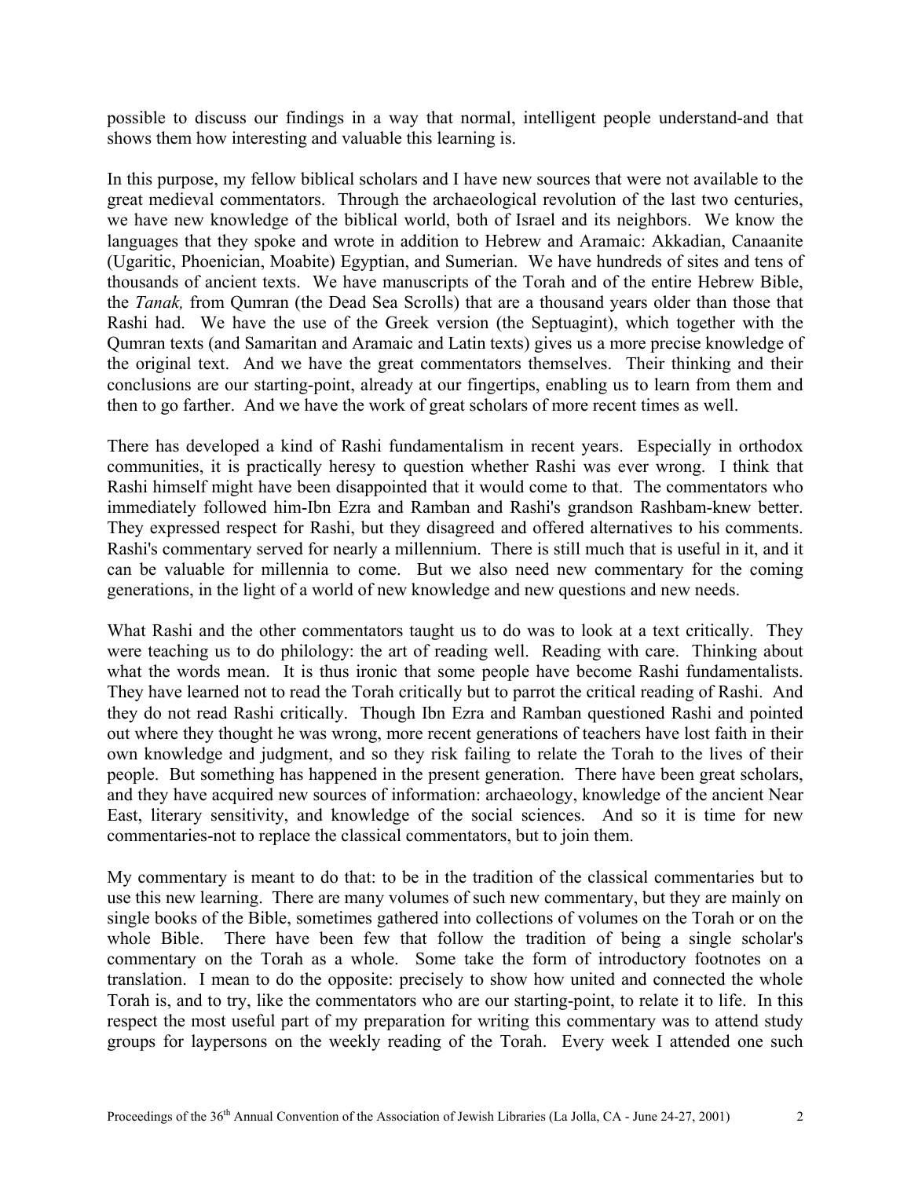possible to discuss our findings in a way that normal, intelligent people understand-and that shows them how interesting and valuable this learning is.

In this purpose, my fellow biblical scholars and I have new sources that were not available to the great medieval commentators. Through the archaeological revolution of the last two centuries, we have new knowledge of the biblical world, both of Israel and its neighbors. We know the languages that they spoke and wrote in addition to Hebrew and Aramaic: Akkadian, Canaanite (Ugaritic, Phoenician, Moabite) Egyptian, and Sumerian. We have hundreds of sites and tens of thousands of ancient texts. We have manuscripts of the Torah and of the entire Hebrew Bible, the *Tanak,* from Qumran (the Dead Sea Scrolls) that are a thousand years older than those that Rashi had. We have the use of the Greek version (the Septuagint), which together with the Qumran texts (and Samaritan and Aramaic and Latin texts) gives us a more precise knowledge of the original text. And we have the great commentators themselves. Their thinking and their conclusions are our starting-point, already at our fingertips, enabling us to learn from them and then to go farther. And we have the work of great scholars of more recent times as well.

There has developed a kind of Rashi fundamentalism in recent years. Especially in orthodox communities, it is practically heresy to question whether Rashi was ever wrong. I think that Rashi himself might have been disappointed that it would come to that. The commentators who immediately followed him-Ibn Ezra and Ramban and Rashi's grandson Rashbam-knew better. They expressed respect for Rashi, but they disagreed and offered alternatives to his comments. Rashi's commentary served for nearly a millennium. There is still much that is useful in it, and it can be valuable for millennia to come. But we also need new commentary for the coming generations, in the light of a world of new knowledge and new questions and new needs.

What Rashi and the other commentators taught us to do was to look at a text critically. They were teaching us to do philology: the art of reading well. Reading with care. Thinking about what the words mean. It is thus ironic that some people have become Rashi fundamentalists. They have learned not to read the Torah critically but to parrot the critical reading of Rashi. And they do not read Rashi critically. Though Ibn Ezra and Ramban questioned Rashi and pointed out where they thought he was wrong, more recent generations of teachers have lost faith in their own knowledge and judgment, and so they risk failing to relate the Torah to the lives of their people. But something has happened in the present generation. There have been great scholars, and they have acquired new sources of information: archaeology, knowledge of the ancient Near East, literary sensitivity, and knowledge of the social sciences. And so it is time for new commentaries-not to replace the classical commentators, but to join them.

My commentary is meant to do that: to be in the tradition of the classical commentaries but to use this new learning. There are many volumes of such new commentary, but they are mainly on single books of the Bible, sometimes gathered into collections of volumes on the Torah or on the whole Bible. There have been few that follow the tradition of being a single scholar's commentary on the Torah as a whole. Some take the form of introductory footnotes on a translation. I mean to do the opposite: precisely to show how united and connected the whole Torah is, and to try, like the commentators who are our starting-point, to relate it to life. In this respect the most useful part of my preparation for writing this commentary was to attend study groups for laypersons on the weekly reading of the Torah. Every week I attended one such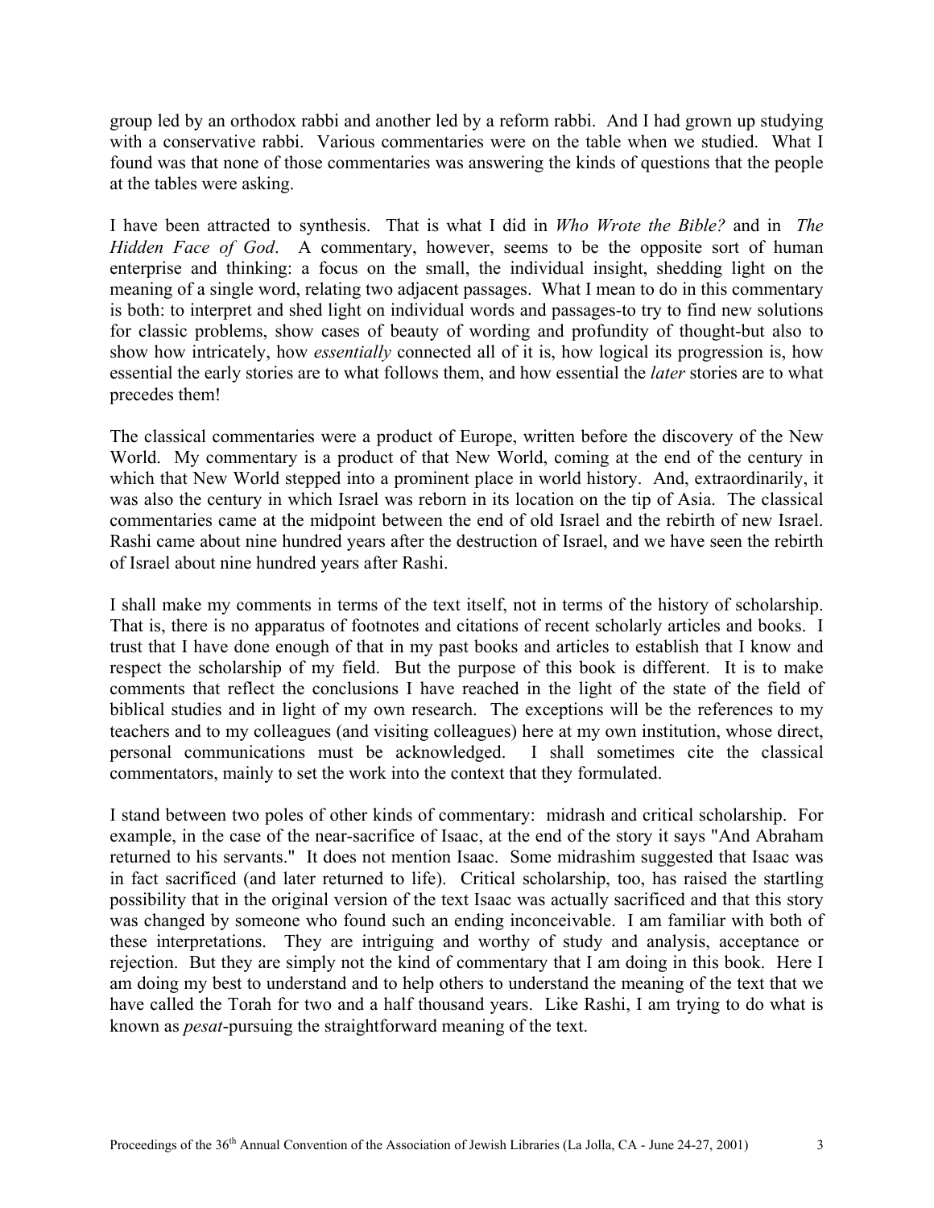group led by an orthodox rabbi and another led by a reform rabbi. And I had grown up studying with a conservative rabbi. Various commentaries were on the table when we studied. What I found was that none of those commentaries was answering the kinds of questions that the people at the tables were asking.

I have been attracted to synthesis. That is what I did in *Who Wrote the Bible?* and in *The Hidden Face of God*. A commentary, however, seems to be the opposite sort of human enterprise and thinking: a focus on the small, the individual insight, shedding light on the meaning of a single word, relating two adjacent passages. What I mean to do in this commentary is both: to interpret and shed light on individual words and passages-to try to find new solutions for classic problems, show cases of beauty of wording and profundity of thought-but also to show how intricately, how *essentially* connected all of it is, how logical its progression is, how essential the early stories are to what follows them, and how essential the *later* stories are to what precedes them!

The classical commentaries were a product of Europe, written before the discovery of the New World. My commentary is a product of that New World, coming at the end of the century in which that New World stepped into a prominent place in world history. And, extraordinarily, it was also the century in which Israel was reborn in its location on the tip of Asia. The classical commentaries came at the midpoint between the end of old Israel and the rebirth of new Israel. Rashi came about nine hundred years after the destruction of Israel, and we have seen the rebirth of Israel about nine hundred years after Rashi.

I shall make my comments in terms of the text itself, not in terms of the history of scholarship. That is, there is no apparatus of footnotes and citations of recent scholarly articles and books. I trust that I have done enough of that in my past books and articles to establish that I know and respect the scholarship of my field. But the purpose of this book is different. It is to make comments that reflect the conclusions I have reached in the light of the state of the field of biblical studies and in light of my own research. The exceptions will be the references to my teachers and to my colleagues (and visiting colleagues) here at my own institution, whose direct, personal communications must be acknowledged. I shall sometimes cite the classical commentators, mainly to set the work into the context that they formulated.

I stand between two poles of other kinds of commentary: midrash and critical scholarship. For example, in the case of the near-sacrifice of Isaac, at the end of the story it says "And Abraham returned to his servants." It does not mention Isaac. Some midrashim suggested that Isaac was in fact sacrificed (and later returned to life). Critical scholarship, too, has raised the startling possibility that in the original version of the text Isaac was actually sacrificed and that this story was changed by someone who found such an ending inconceivable. I am familiar with both of these interpretations. They are intriguing and worthy of study and analysis, acceptance or rejection. But they are simply not the kind of commentary that I am doing in this book. Here I am doing my best to understand and to help others to understand the meaning of the text that we have called the Torah for two and a half thousand years. Like Rashi, I am trying to do what is known as *pesat*-pursuing the straightforward meaning of the text.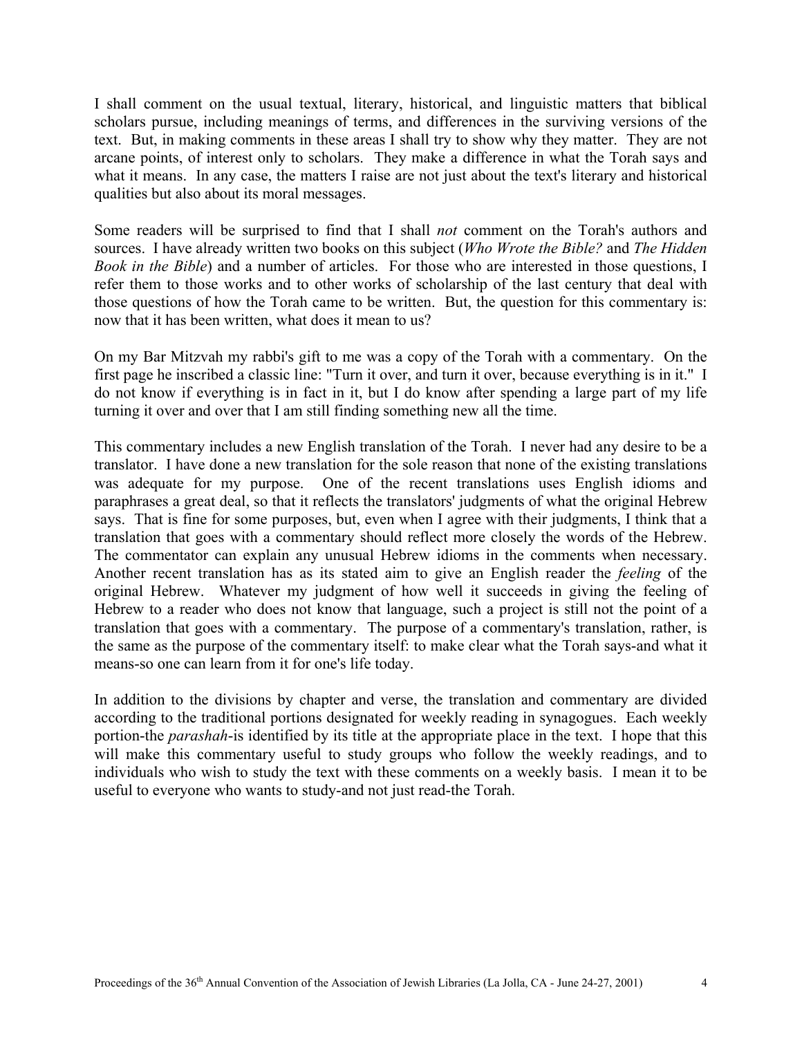I shall comment on the usual textual, literary, historical, and linguistic matters that biblical scholars pursue, including meanings of terms, and differences in the surviving versions of the text. But, in making comments in these areas I shall try to show why they matter. They are not arcane points, of interest only to scholars. They make a difference in what the Torah says and what it means. In any case, the matters I raise are not just about the text's literary and historical qualities but also about its moral messages.

Some readers will be surprised to find that I shall *not* comment on the Torah's authors and sources. I have already written two books on this subject (*Who Wrote the Bible?* and *The Hidden Book in the Bible*) and a number of articles. For those who are interested in those questions, I refer them to those works and to other works of scholarship of the last century that deal with those questions of how the Torah came to be written. But, the question for this commentary is: now that it has been written, what does it mean to us?

On my Bar Mitzvah my rabbi's gift to me was a copy of the Torah with a commentary. On the first page he inscribed a classic line: "Turn it over, and turn it over, because everything is in it." I do not know if everything is in fact in it, but I do know after spending a large part of my life turning it over and over that I am still finding something new all the time.

This commentary includes a new English translation of the Torah. I never had any desire to be a translator. I have done a new translation for the sole reason that none of the existing translations was adequate for my purpose. One of the recent translations uses English idioms and paraphrases a great deal, so that it reflects the translators' judgments of what the original Hebrew says. That is fine for some purposes, but, even when I agree with their judgments, I think that a translation that goes with a commentary should reflect more closely the words of the Hebrew. The commentator can explain any unusual Hebrew idioms in the comments when necessary. Another recent translation has as its stated aim to give an English reader the *feeling* of the original Hebrew. Whatever my judgment of how well it succeeds in giving the feeling of Hebrew to a reader who does not know that language, such a project is still not the point of a translation that goes with a commentary. The purpose of a commentary's translation, rather, is the same as the purpose of the commentary itself: to make clear what the Torah says-and what it means-so one can learn from it for one's life today.

In addition to the divisions by chapter and verse, the translation and commentary are divided according to the traditional portions designated for weekly reading in synagogues. Each weekly portion-the *parashah*-is identified by its title at the appropriate place in the text. I hope that this will make this commentary useful to study groups who follow the weekly readings, and to individuals who wish to study the text with these comments on a weekly basis. I mean it to be useful to everyone who wants to study-and not just read-the Torah.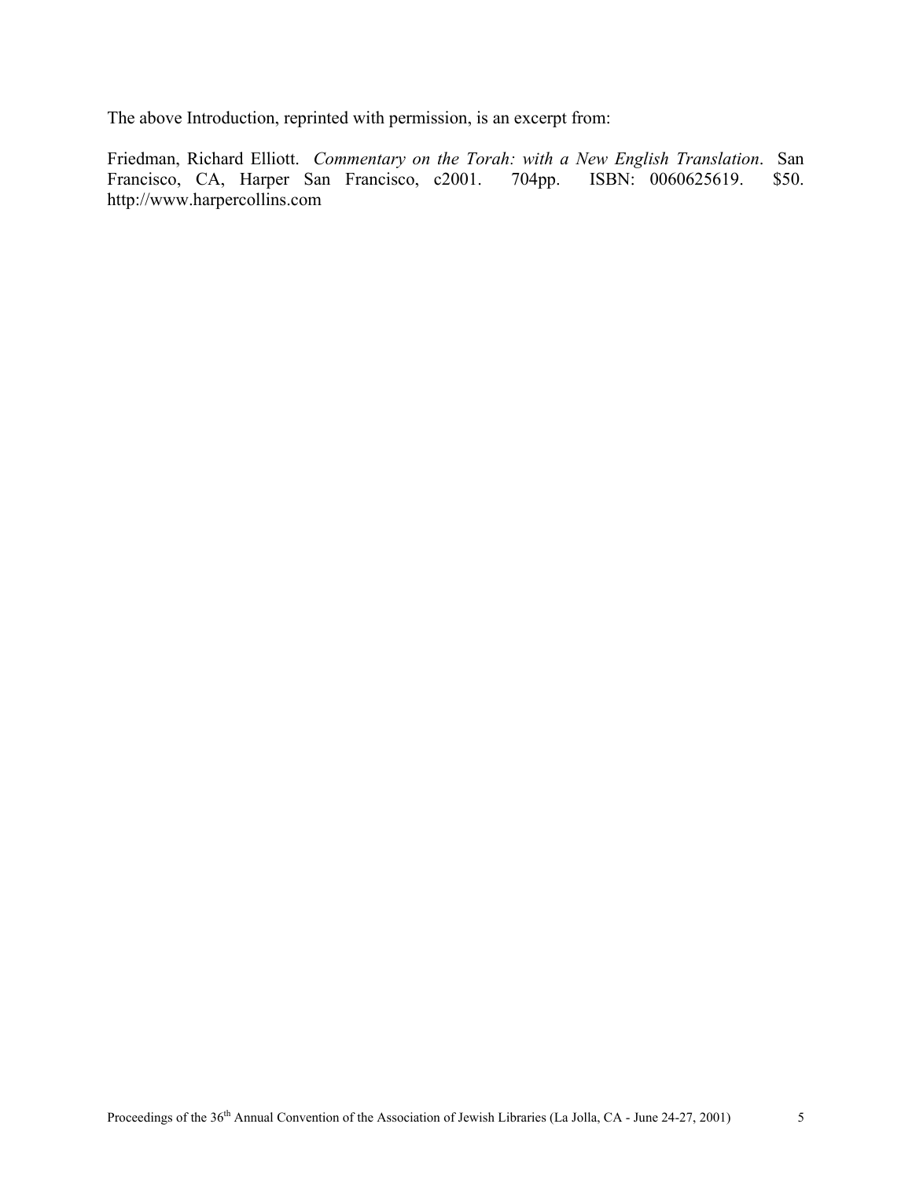The above Introduction, reprinted with permission, is an excerpt from:

Friedman, Richard Elliott. *Commentary on the Torah: with a New English Translation*. San Francisco, CA, Harper San Francisco, c2001. 704pp. ISBN: 0060625619. $50. http://www.harpercollins.com